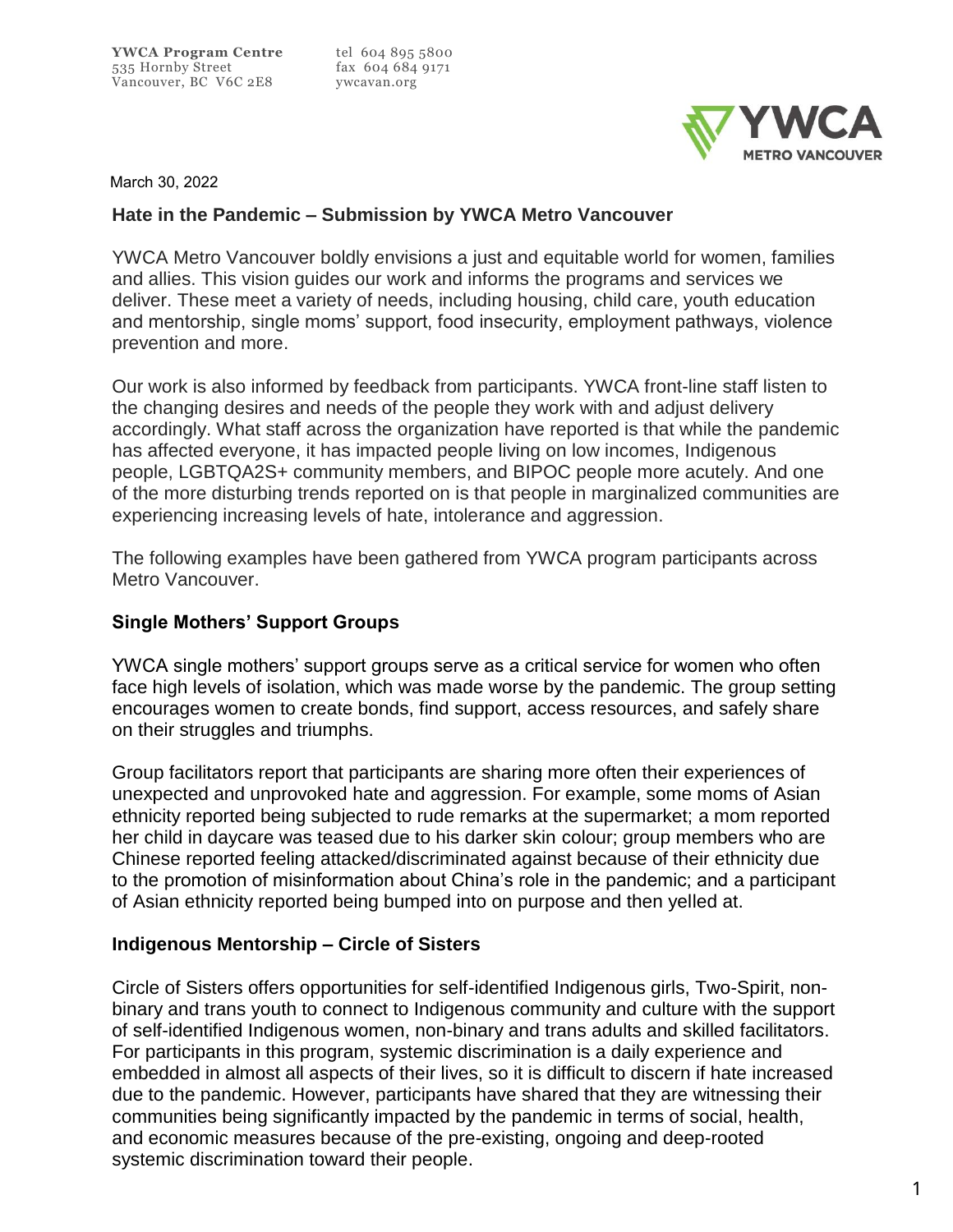**YWCA Program Centre**
535 Hornby Street
Vancouver, BC V6C 2E8

tel 604 895 5800
fax 604 684 9171
ywcavan.org

March 30, 2022

## Hate in the Pandemic – Submission by YWCA Metro Vancouver

YWCA Metro Vancouver boldly envisions a just and equitable world for women, families and allies. This vision guides our work and informs the programs and services we deliver. These meet a variety of needs, including housing, child care, youth education and mentorship, single moms' support, food insecurity, employment pathways, violence prevention and more.

Our work is also informed by feedback from participants. YWCA front-line staff listen to the changing desires and needs of the people they work with and adjust delivery accordingly. What staff across the organization have reported is that while the pandemic has affected everyone, it has impacted people living on low incomes, Indigenous people, LGBTQA2S+ community members, and BIPOC people more acutely. And one of the more disturbing trends reported on is that people in marginalized communities are experiencing increasing levels of hate, intolerance and aggression.

The following examples have been gathered from YWCA program participants across Metro Vancouver.

### Single Mothers' Support Groups

YWCA single mothers' support groups serve as a critical service for women who often face high levels of isolation, which was made worse by the pandemic. The group setting encourages women to create bonds, find support, access resources, and safely share on their struggles and triumphs.

Group facilitators report that participants are sharing more often their experiences of unexpected and unprovoked hate and aggression. For example, some moms of Asian ethnicity reported being subjected to rude remarks at the supermarket; a mom reported her child in daycare was teased due to his darker skin colour; group members who are Chinese reported feeling attacked/discriminated against because of their ethnicity due to the promotion of misinformation about China's role in the pandemic; and a participant of Asian ethnicity reported being bumped into on purpose and then yelled at.

### Indigenous Mentorship – Circle of Sisters

Circle of Sisters offers opportunities for self-identified Indigenous girls, Two-Spirit, non-binary and trans youth to connect to Indigenous community and culture with the support of self-identified Indigenous women, non-binary and trans adults and skilled facilitators. For participants in this program, systemic discrimination is a daily experience and embedded in almost all aspects of their lives, so it is difficult to discern if hate increased due to the pandemic. However, participants have shared that they are witnessing their communities being significantly impacted by the pandemic in terms of social, health, and economic measures because of the pre-existing, ongoing and deep-rooted systemic discrimination toward their people.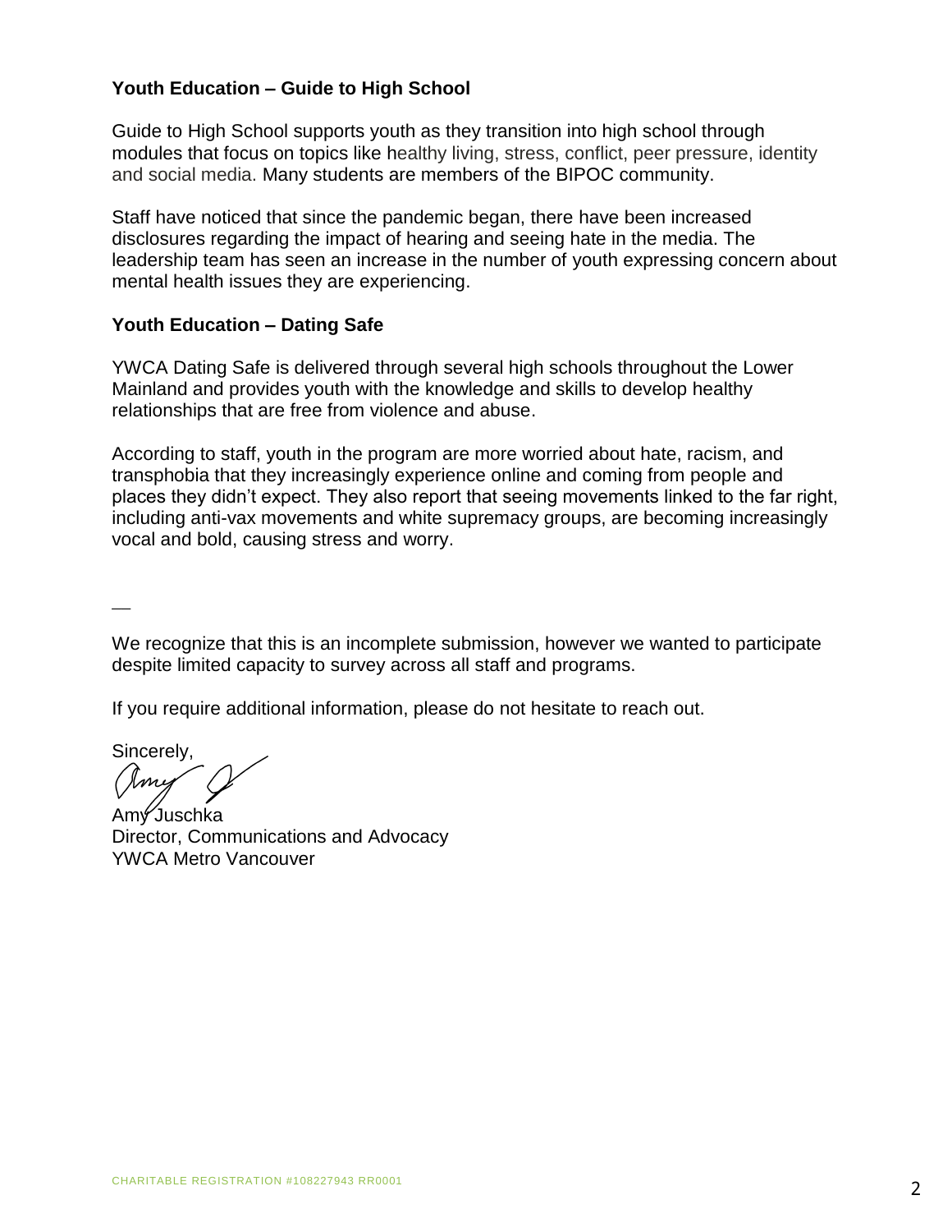**Youth Education – Guide to High School**

Guide to High School supports youth as they transition into high school through modules that focus on topics like healthy living, stress, conflict, peer pressure, identity and social media. Many students are members of the BIPOC community.

Staff have noticed that since the pandemic began, there have been increased disclosures regarding the impact of hearing and seeing hate in the media. The leadership team has seen an increase in the number of youth expressing concern about mental health issues they are experiencing.

**Youth Education – Dating Safe**

YWCA Dating Safe is delivered through several high schools throughout the Lower Mainland and provides youth with the knowledge and skills to develop healthy relationships that are free from violence and abuse.

According to staff, youth in the program are more worried about hate, racism, and transphobia that they increasingly experience online and coming from people and places they didn't expect. They also report that seeing movements linked to the far right, including anti-vax movements and white supremacy groups, are becoming increasingly vocal and bold, causing stress and worry.

—

We recognize that this is an incomplete submission, however we wanted to participate despite limited capacity to survey across all staff and programs.

If you require additional information, please do not hesitate to reach out.

Sincerely,

Amy Juschka
Director, Communications and Advocacy
YWCA Metro Vancouver

CHARITABLE REGISTRATION #108227943 RR0001